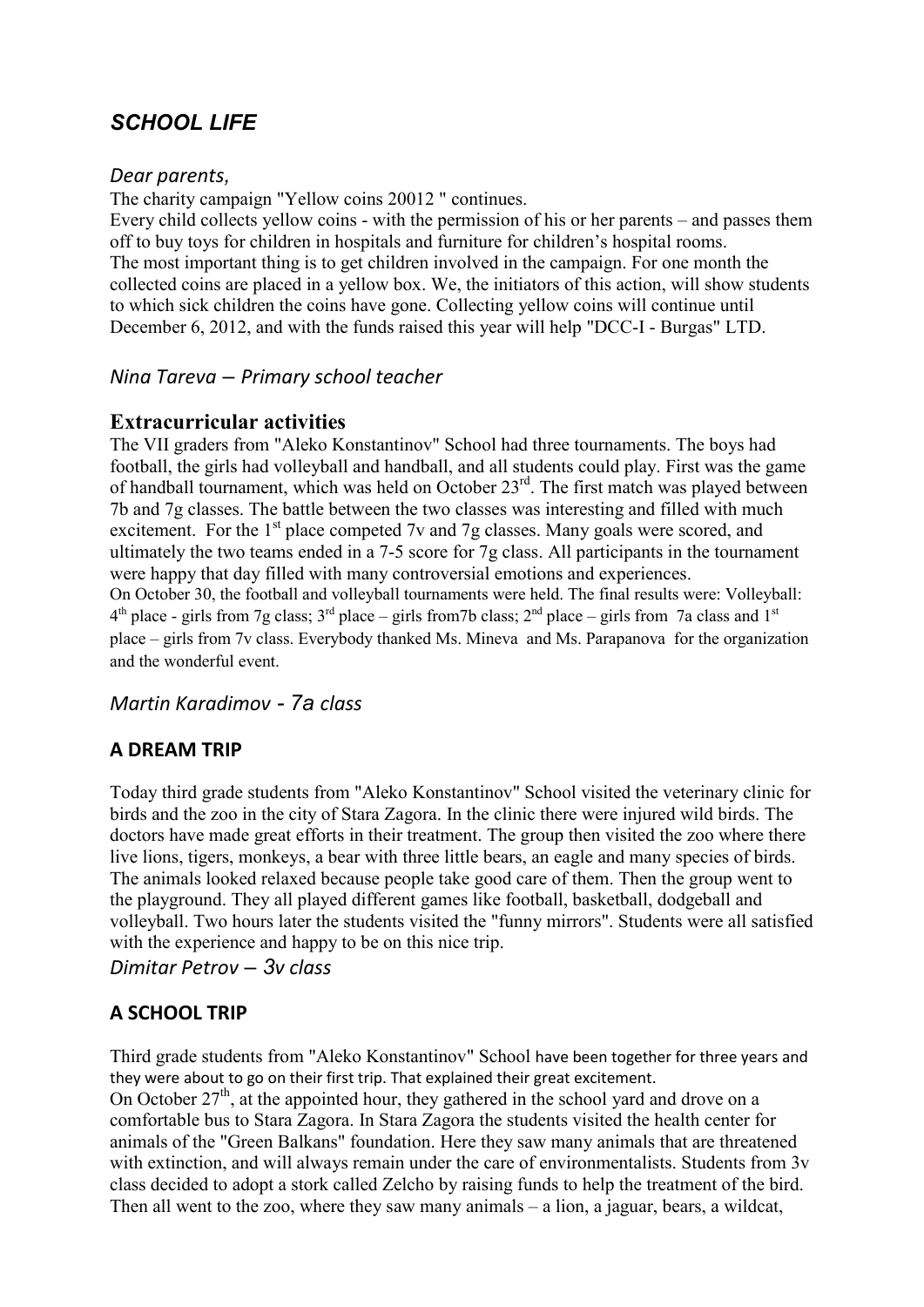## *SCHOOL LIFE*

*Dear parents,*

The charity campaign "Yellow coins 20012 " continues.

Every child collects yellow coins - with the permission of his or her parents – and passes them off to buy toys for children in hospitals and furniture for children's hospital rooms.

The most important thing is to get children involved in the campaign. For one month the collected coins are placed in a yellow box. We, the initiators of this action, will show students to which sick children the coins have gone. Collecting yellow coins will continue until December 6, 2012, and with the funds raised this year will help "DCC-I - Burgas" LTD.

*Nina Tareva – Primary school teacher*

### Extracurricular activities

The VII graders from "Aleko Konstantinov" School had three tournaments. The boys had football, the girls had volleyball and handball, and all students could play. First was the game of handball tournament, which was held on October 23rd. The first match was played between 7b and 7g classes. The battle between the two classes was interesting and filled with much excitement. For the 1st place competed 7v and 7g classes. Many goals were scored, and ultimately the two teams ended in a 7-5 score for 7g class. All participants in the tournament were happy that day filled with many controversial emotions and experiences.

On October 30, the football and volleyball tournaments were held. The final results were: Volleyball: 4th place - girls from 7g class; 3rd place – girls from7b class; 2nd place – girls from 7a class and 1st place – girls from 7v class. Everybody thanked Ms. Mineva and Ms. Parapanova for the organization and the wonderful event.

*Martin Karadimov - 7a class*

### A DREAM TRIP

Today third grade students from "Aleko Konstantinov" School visited the veterinary clinic for birds and the zoo in the city of Stara Zagora. In the clinic there were injured wild birds. The doctors have made great efforts in their treatment. The group then visited the zoo where there live lions, tigers, monkeys, a bear with three little bears, an eagle and many species of birds. The animals looked relaxed because people take good care of them. Then the group went to the playground. They all played different games like football, basketball, dodgeball and volleyball. Two hours later the students visited the "funny mirrors". Students were all satisfied with the experience and happy to be on this nice trip.

*Dimitar Petrov – 3v class*

### A SCHOOL TRIP

Third grade students from "Aleko Konstantinov" School have been together for three years and they were about to go on their first trip. That explained their great excitement.

On October 27th, at the appointed hour, they gathered in the school yard and drove on a comfortable bus to Stara Zagora. In Stara Zagora the students visited the health center for animals of the "Green Balkans" foundation. Here they saw many animals that are threatened with extinction, and will always remain under the care of environmentalists. Students from 3v class decided to adopt a stork called Zelcho by raising funds to help the treatment of the bird. Then all went to the zoo, where they saw many animals – a lion, a jaguar, bears, a wildcat,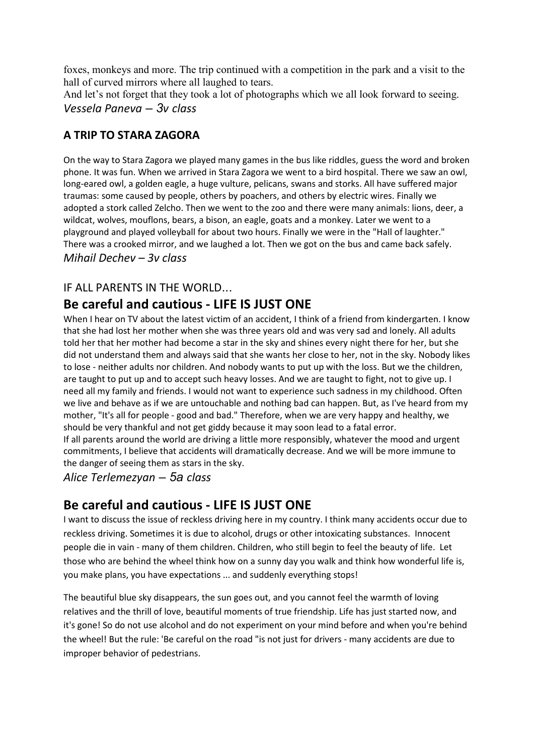foxes, monkeys and more. The trip continued with a competition in the park and a visit to the hall of curved mirrors where all laughed to tears.

And let's not forget that they took a lot of photographs which we all look forward to seeing.

*Vessela Paneva – 3v class*

## A TRIP TO STARA ZAGORA

On the way to Stara Zagora we played many games in the bus like riddles, guess the word and broken phone. It was fun. When we arrived in Stara Zagora we went to a bird hospital. There we saw an owl, long-eared owl, a golden eagle, a huge vulture, pelicans, swans and storks. All have suffered major traumas: some caused by people, others by poachers, and others by electric wires. Finally we adopted a stork called Zelcho. Then we went to the zoo and there were many animals: lions, deer, a wildcat, wolves, mouflons, bears, a bison, an eagle, goats and a monkey. Later we went to a playground and played volleyball for about two hours. Finally we were in the "Hall of laughter." There was a crooked mirror, and we laughed a lot. Then we got on the bus and came back safely.

*Mihail Dechev – 3v class*

IF ALL PARENTS IN THE WORLD...

## Be careful and cautious - LIFE IS JUST ONE

When I hear on TV about the latest victim of an accident, I think of a friend from kindergarten. I know that she had lost her mother when she was three years old and was very sad and lonely. All adults told her that her mother had become a star in the sky and shines every night there for her, but she did not understand them and always said that she wants her close to her, not in the sky. Nobody likes to lose - neither adults nor children. And nobody wants to put up with the loss. But we the children, are taught to put up and to accept such heavy losses. And we are taught to fight, not to give up. I need all my family and friends. I would not want to experience such sadness in my childhood. Often we live and behave as if we are untouchable and nothing bad can happen. But, as I've heard from my mother, "It's all for people - good and bad." Therefore, when we are very happy and healthy, we should be very thankful and not get giddy because it may soon lead to a fatal error.

If all parents around the world are driving a little more responsibly, whatever the mood and urgent commitments, I believe that accidents will dramatically decrease. And we will be more immune to the danger of seeing them as stars in the sky.

*Alice Terlemezyan – 5a class*

## Be careful and cautious - LIFE IS JUST ONE

I want to discuss the issue of reckless driving here in my country. I think many accidents occur due to reckless driving. Sometimes it is due to alcohol, drugs or other intoxicating substances. Innocent people die in vain - many of them children. Children, who still begin to feel the beauty of life. Let those who are behind the wheel think how on a sunny day you walk and think how wonderful life is, you make plans, you have expectations ... and suddenly everything stops!

The beautiful blue sky disappears, the sun goes out, and you cannot feel the warmth of loving relatives and the thrill of love, beautiful moments of true friendship. Life has just started now, and it's gone! So do not use alcohol and do not experiment on your mind before and when you're behind the wheel! But the rule: 'Be careful on the road "is not just for drivers - many accidents are due to improper behavior of pedestrians.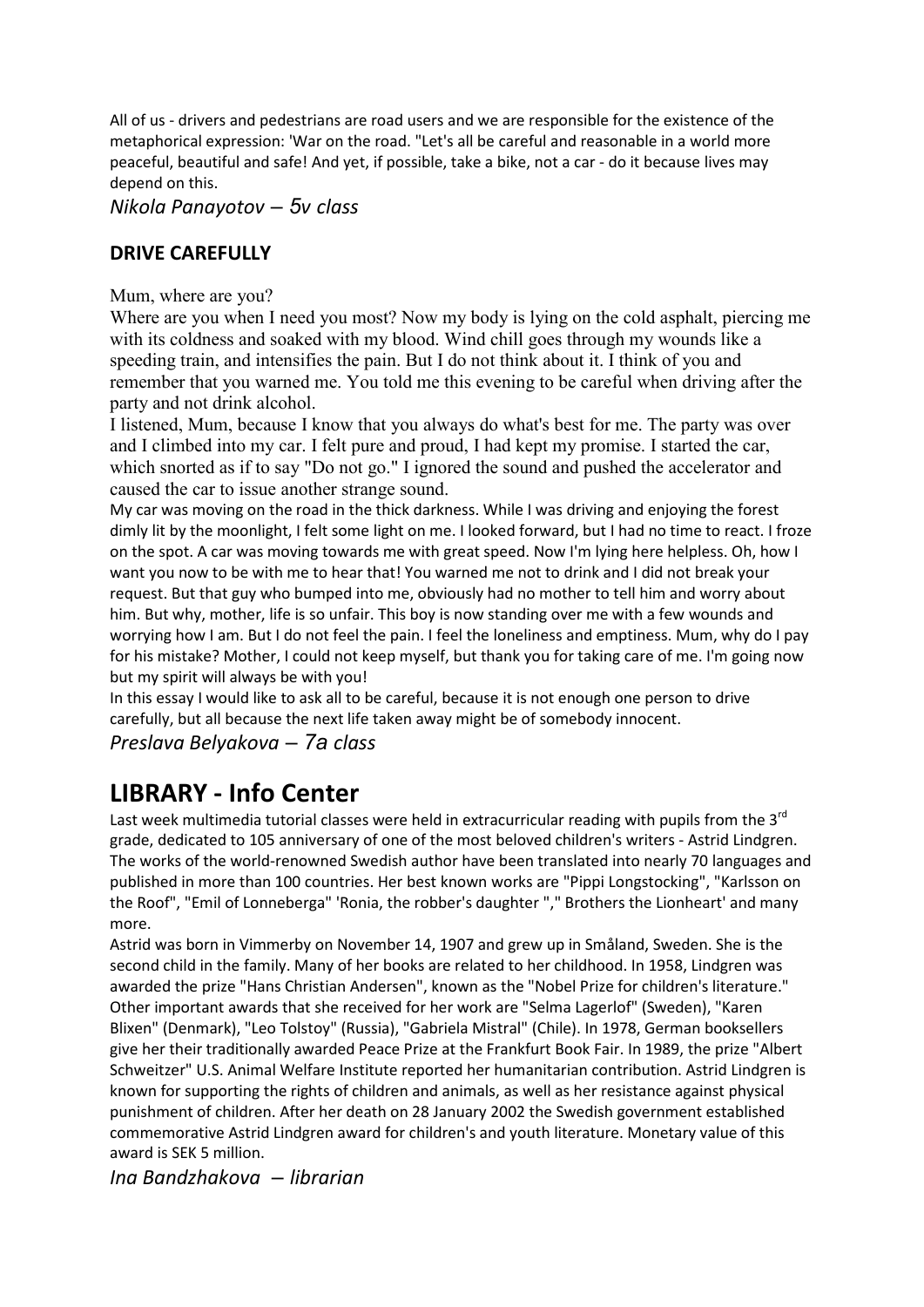All of us - drivers and pedestrians are road users and we are responsible for the existence of the metaphorical expression: 'War on the road. "Let's all be careful and reasonable in a world more peaceful, beautiful and safe! And yet, if possible, take a bike, not a car - do it because lives may depend on this.

*Nikola Panayotov – 5v class*

### DRIVE CAREFULLY

Mum, where are you?

Where are you when I need you most? Now my body is lying on the cold asphalt, piercing me with its coldness and soaked with my blood. Wind chill goes through my wounds like a speeding train, and intensifies the pain. But I do not think about it. I think of you and remember that you warned me. You told me this evening to be careful when driving after the party and not drink alcohol.

I listened, Mum, because I know that you always do what's best for me. The party was over and I climbed into my car. I felt pure and proud, I had kept my promise. I started the car, which snorted as if to say "Do not go." I ignored the sound and pushed the accelerator and caused the car to issue another strange sound.

My car was moving on the road in the thick darkness. While I was driving and enjoying the forest dimly lit by the moonlight, I felt some light on me. I looked forward, but I had no time to react. I froze on the spot. A car was moving towards me with great speed. Now I'm lying here helpless. Oh, how I want you now to be with me to hear that! You warned me not to drink and I did not break your request. But that guy who bumped into me, obviously had no mother to tell him and worry about him. But why, mother, life is so unfair. This boy is now standing over me with a few wounds and worrying how I am. But I do not feel the pain. I feel the loneliness and emptiness. Mum, why do I pay for his mistake? Mother, I could not keep myself, but thank you for taking care of me. I'm going now but my spirit will always be with you!

In this essay I would like to ask all to be careful, because it is not enough one person to drive carefully, but all because the next life taken away might be of somebody innocent.

*Preslava Belyakova – 7a class*

## LIBRARY - Info Center

Last week multimedia tutorial classes were held in extracurricular reading with pupils from the 3rd grade, dedicated to 105 anniversary of one of the most beloved children's writers - Astrid Lindgren. The works of the world-renowned Swedish author have been translated into nearly 70 languages and published in more than 100 countries. Her best known works are "Pippi Longstocking", "Karlsson on the Roof", "Emil of Lonneberga" 'Ronia, the robber's daughter "," Brothers the Lionheart' and many more.

Astrid was born in Vimmerby on November 14, 1907 and grew up in Småland, Sweden. She is the second child in the family. Many of her books are related to her childhood. In 1958, Lindgren was awarded the prize "Hans Christian Andersen", known as the "Nobel Prize for children's literature." Other important awards that she received for her work are "Selma Lagerlof" (Sweden), "Karen Blixen" (Denmark), "Leo Tolstoy" (Russia), "Gabriela Mistral" (Chile). In 1978, German booksellers give her their traditionally awarded Peace Prize at the Frankfurt Book Fair. In 1989, the prize "Albert Schweitzer" U.S. Animal Welfare Institute reported her humanitarian contribution. Astrid Lindgren is known for supporting the rights of children and animals, as well as her resistance against physical punishment of children. After her death on 28 January 2002 the Swedish government established commemorative Astrid Lindgren award for children's and youth literature. Monetary value of this award is SEK 5 million.

*Ina Bandzhakova – librarian*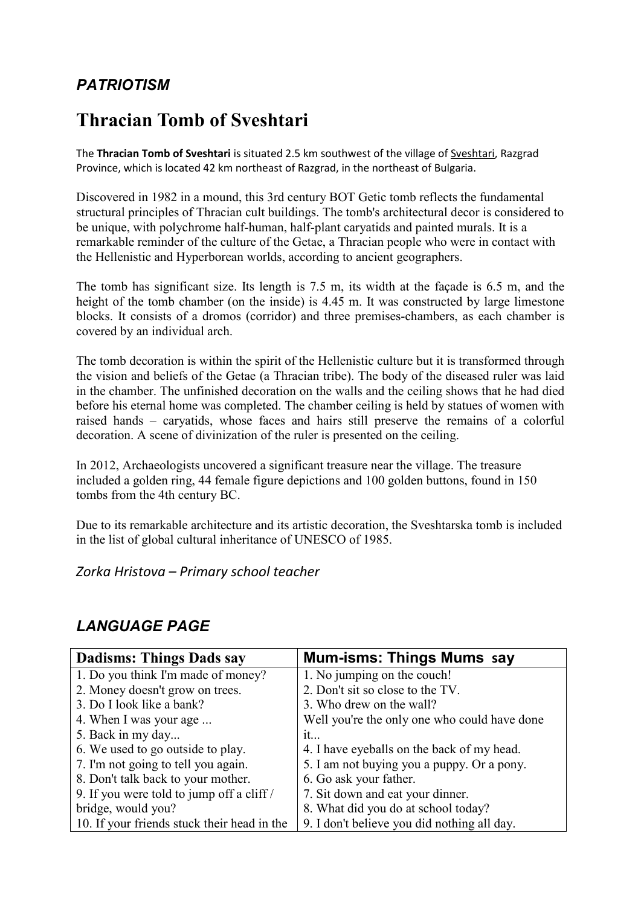## *PATRIOTISM*

# Thracian Tomb of Sveshtari

The **Thracian Tomb of Sveshtari** is situated 2.5 km southwest of the village of Sveshtari, Razgrad Province, which is located 42 km northeast of Razgrad, in the northeast of Bulgaria.

Discovered in 1982 in a mound, this 3rd century BOT Getic tomb reflects the fundamental structural principles of Thracian cult buildings. The tomb's architectural decor is considered to be unique, with polychrome half-human, half-plant caryatids and painted murals. It is a remarkable reminder of the culture of the Getae, a Thracian people who were in contact with the Hellenistic and Hyperborean worlds, according to ancient geographers.

The tomb has significant size. Its length is 7.5 m, its width at the façade is 6.5 m, and the height of the tomb chamber (on the inside) is 4.45 m. It was constructed by large limestone blocks. It consists of a dromos (corridor) and three premises-chambers, as each chamber is covered by an individual arch.

The tomb decoration is within the spirit of the Hellenistic culture but it is transformed through the vision and beliefs of the Getae (a Thracian tribe). The body of the diseased ruler was laid in the chamber. The unfinished decoration on the walls and the ceiling shows that he had died before his eternal home was completed. The chamber ceiling is held by statues of women with raised hands – caryatids, whose faces and hairs still preserve the remains of a colorful decoration. A scene of divinization of the ruler is presented on the ceiling.

In 2012, Archaeologists uncovered a significant treasure near the village. The treasure included a golden ring, 44 female figure depictions and 100 golden buttons, found in 150 tombs from the 4th century BC.

Due to its remarkable architecture and its artistic decoration, the Sveshtarska tomb is included in the list of global cultural inheritance of UNESCO of 1985.

*Zorka Hristova – Primary school teacher*

## *LANGUAGE PAGE*

| Dadisms: Things Dads say | Mum-isms: Things Mums say |
|---|---|
| 1. Do you think I'm made of money? | 1. No jumping on the couch! |
| 2. Money doesn't grow on trees. | 2. Don't sit so close to the TV. |
| 3. Do I look like a bank? | 3. Who drew on the wall? |
| 4. When I was your age ... | Well you're the only one who could have done |
| 5. Back in my day... | it... |
| 6. We used to go outside to play. | 4. I have eyeballs on the back of my head. |
| 7. I'm not going to tell you again. | 5. I am not buying you a puppy. Or a pony. |
| 8. Don't talk back to your mother. | 6. Go ask your father. |
| 9. If you were told to jump off a cliff / | 7. Sit down and eat your dinner. |
| bridge, would you? | 8. What did you do at school today? |
| 10. If your friends stuck their head in the | 9. I don't believe you did nothing all day. |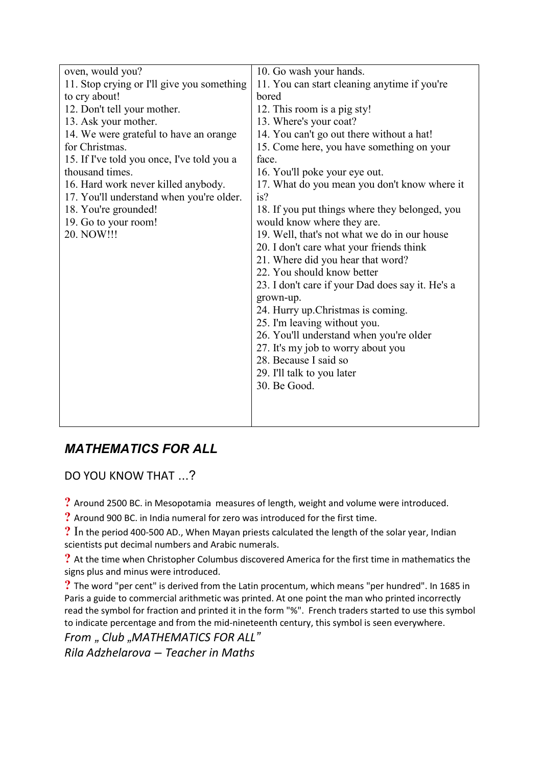| | |
|---|---|
| oven, would you?<br>11. Stop crying or I'll give you something to cry about!<br>12. Don't tell your mother.<br>13. Ask your mother.<br>14. We were grateful to have an orange for Christmas.<br>15. If I've told you once, I've told you a thousand times.<br>16. Hard work never killed anybody.<br>17. You'll understand when you're older.<br>18. You're grounded!<br>19. Go to your room!<br>20. NOW!!! | 10. Go wash your hands.<br>11. You can start cleaning anytime if you're bored<br>12. This room is a pig sty!<br>13. Where's your coat?<br>14. You can't go out there without a hat!<br>15. Come here, you have something on your face.<br>16. You'll poke your eye out.<br>17. What do you mean you don't know where it is?<br>18. If you put things where they belonged, you would know where they are.<br>19. Well, that's not what we do in our house<br>20. I don't care what your friends think<br>21. Where did you hear that word?<br>22. You should know better<br>23. I don't care if your Dad does say it. He's a grown-up.<br>24. Hurry up.Christmas is coming.<br>25. I'm leaving without you.<br>26. You'll understand when you're older<br>27. It's my job to worry about you<br>28. Because I said so<br>29. I'll talk to you later<br>30. Be Good. |

## *MATHEMATICS FOR ALL*

### DO YOU KNOW THAT ...?

? Around 2500 BC. in Mesopotamia measures of length, weight and volume were introduced.

? Around 900 BC. in India numeral for zero was introduced for the first time.

? In the period 400-500 AD., When Mayan priests calculated the length of the solar year, Indian scientists put decimal numbers and Arabic numerals.

? At the time when Christopher Columbus discovered America for the first time in mathematics the signs plus and minus were introduced.

? The word "per cent" is derived from the Latin procentum, which means "per hundred". In 1685 in Paris a guide to commercial arithmetic was printed. At one point the man who printed incorrectly read the symbol for fraction and printed it in the form "%". French traders started to use this symbol to indicate percentage and from the mid-nineteenth century, this symbol is seen everywhere.

*From „ Club „MATHEMATICS FOR ALL”*
*Rila Adzhelarova – Teacher in Maths*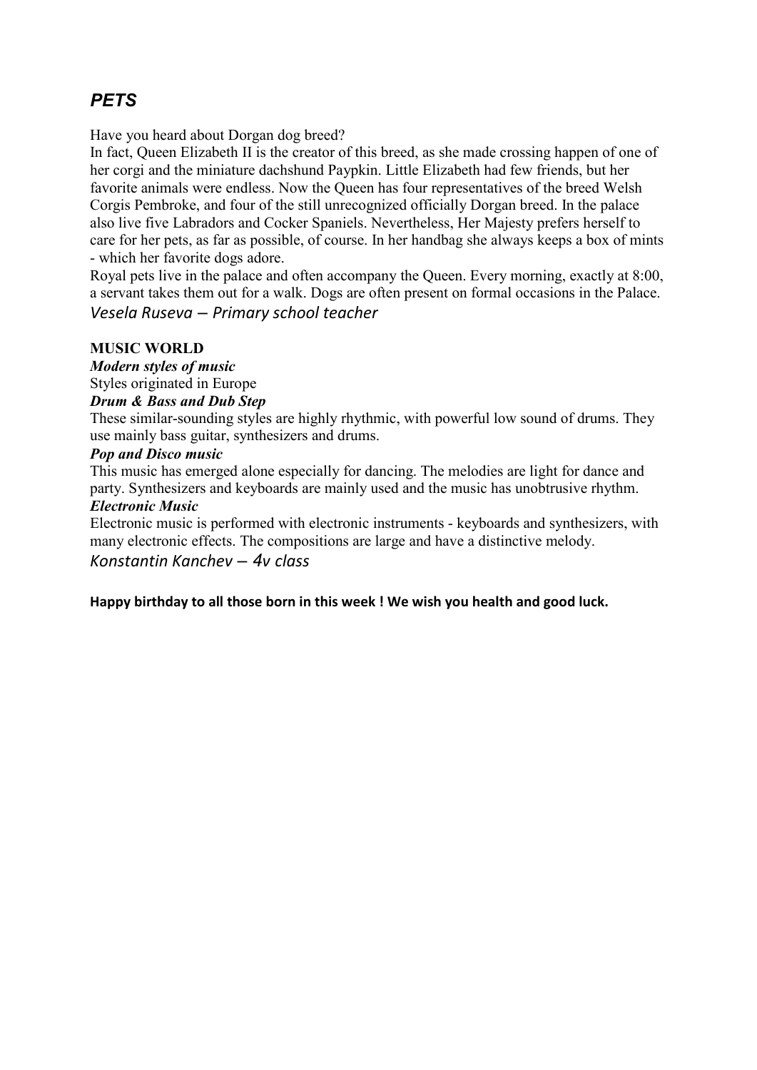## *PETS*

Have you heard about Dorgan dog breed?

In fact, Queen Elizabeth II is the creator of this breed, as she made crossing happen of one of her corgi and the miniature dachshund Paypkin. Little Elizabeth had few friends, but her favorite animals were endless. Now the Queen has four representatives of the breed Welsh Corgis Pembroke, and four of the still unrecognized officially Dorgan breed. In the palace also live five Labradors and Cocker Spaniels. Nevertheless, Her Majesty prefers herself to care for her pets, as far as possible, of course. In her handbag she always keeps a box of mints - which her favorite dogs adore.

Royal pets live in the palace and often accompany the Queen. Every morning, exactly at 8:00, a servant takes them out for a walk. Dogs are often present on formal occasions in the Palace.

*Vesela Ruseva – Primary school teacher*

**MUSIC WORLD**

***Modern styles of music***

Styles originated in Europe

***Drum & Bass and Dub Step***

These similar-sounding styles are highly rhythmic, with powerful low sound of drums. They use mainly bass guitar, synthesizers and drums.

***Pop and Disco music***

This music has emerged alone especially for dancing. The melodies are light for dance and party. Synthesizers and keyboards are mainly used and the music has unobtrusive rhythm.

***Electronic Music***

Electronic music is performed with electronic instruments - keyboards and synthesizers, with many electronic effects. The compositions are large and have a distinctive melody.

*Konstantin Kanchev – 4v class*

**Happy birthday to all those born in this week ! We wish you health and good luck.**